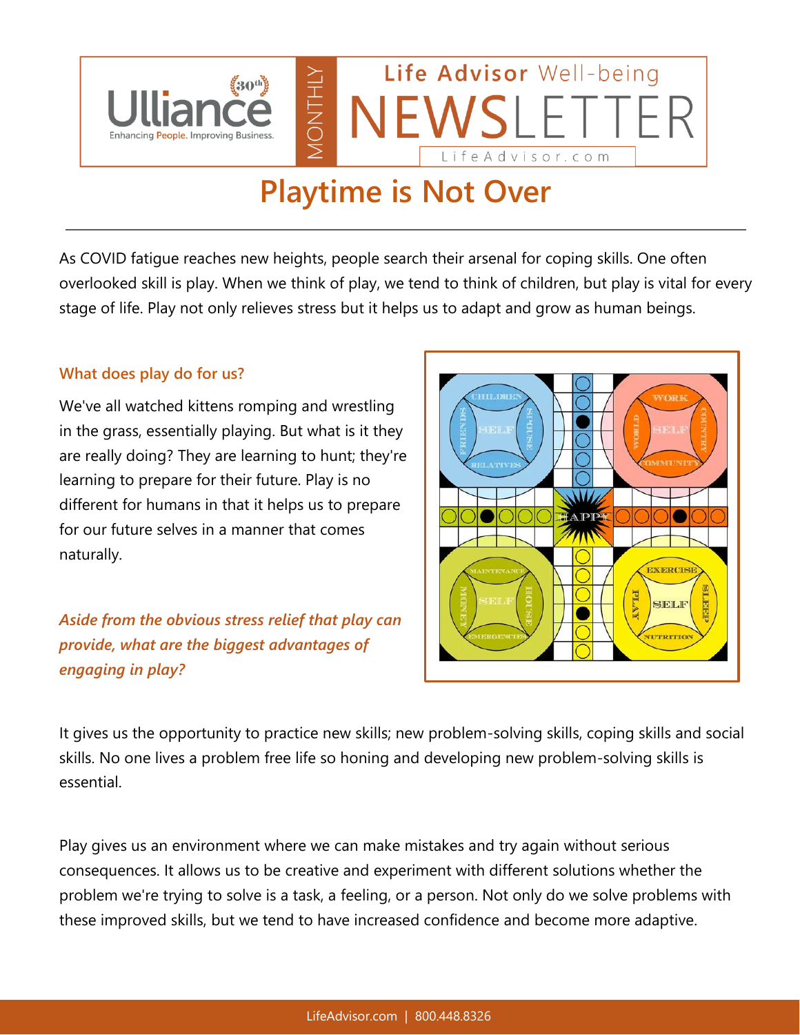# Playtime is Not Over

As COVID fatigue reaches new heights, people search their arsenal for coping skills. One often overlooked skill is play. When we think of play, we tend to think of children, but play is vital for every stage of life. Play not only relieves stress but it helps us to adapt and grow as human beings.

### What does play do for us?

We've all watched kittens romping and wrestling in the grass, essentially playing. But what is it they are really doing? They are learning to hunt; they're learning to prepare for their future. Play is no different for humans in that it helps us to prepare for our future selves in a manner that comes naturally.

***Aside from the obvious stress relief that play can provide, what are the biggest advantages of engaging in play?***

It gives us the opportunity to practice new skills; new problem-solving skills, coping skills and social skills. No one lives a problem free life so honing and developing new problem-solving skills is essential.

Play gives us an environment where we can make mistakes and try again without serious consequences. It allows us to be creative and experiment with different solutions whether the problem we're trying to solve is a task, a feeling, or a person. Not only do we solve problems with these improved skills, but we tend to have increased confidence and become more adaptive.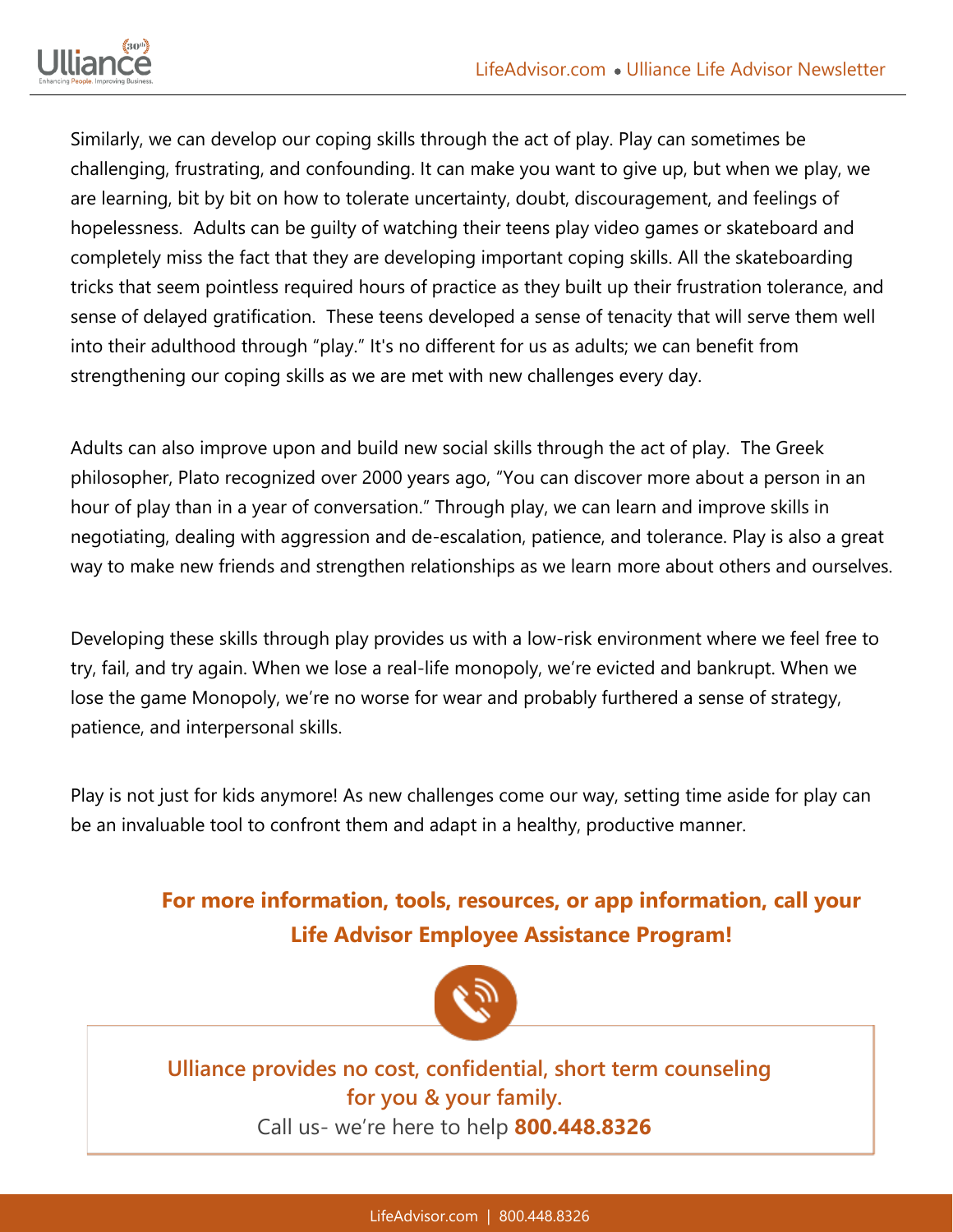Similarly, we can develop our coping skills through the act of play. Play can sometimes be challenging, frustrating, and confounding. It can make you want to give up, but when we play, we are learning, bit by bit on how to tolerate uncertainty, doubt, discouragement, and feelings of hopelessness. Adults can be guilty of watching their teens play video games or skateboard and completely miss the fact that they are developing important coping skills. All the skateboarding tricks that seem pointless required hours of practice as they built up their frustration tolerance, and sense of delayed gratification. These teens developed a sense of tenacity that will serve them well into their adulthood through "play." It's no different for us as adults; we can benefit from strengthening our coping skills as we are met with new challenges every day.

Adults can also improve upon and build new social skills through the act of play. The Greek philosopher, Plato recognized over 2000 years ago, "You can discover more about a person in an hour of play than in a year of conversation." Through play, we can learn and improve skills in negotiating, dealing with aggression and de-escalation, patience, and tolerance. Play is also a great way to make new friends and strengthen relationships as we learn more about others and ourselves.

Developing these skills through play provides us with a low-risk environment where we feel free to try, fail, and try again. When we lose a real-life monopoly, we're evicted and bankrupt. When we lose the game Monopoly, we're no worse for wear and probably furthered a sense of strategy, patience, and interpersonal skills.

Play is not just for kids anymore! As new challenges come our way, setting time aside for play can be an invaluable tool to confront them and adapt in a healthy, productive manner.

**For more information, tools, resources, or app information, call your Life Advisor Employee Assistance Program!**

**Ulliance provides no cost, confidential, short term counseling for you & your family.**

Call us- we're here to help **800.448.8326**